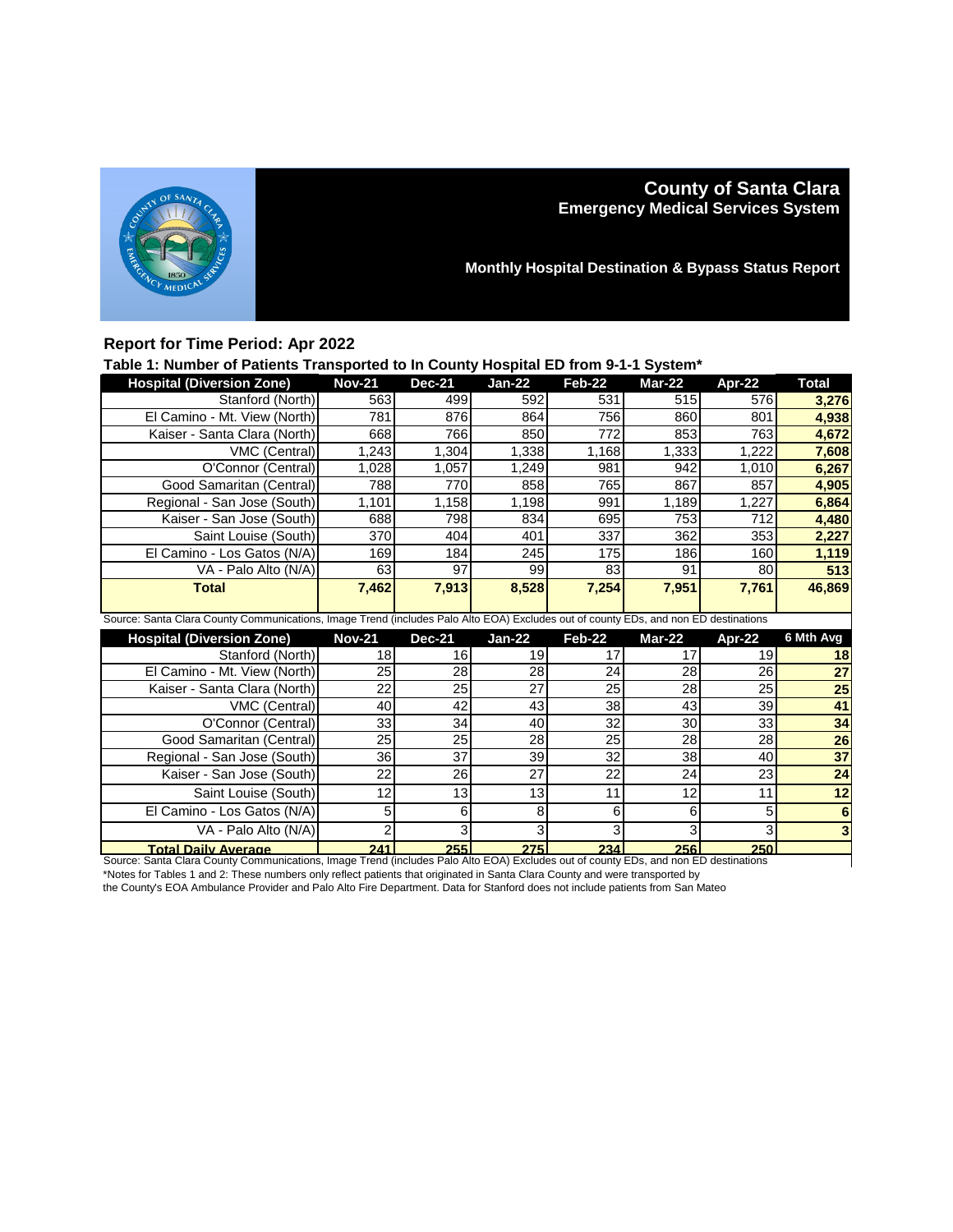# County of Santa Clara

## Emergency Medical Services System

### Monthly Hospital Destination & Bypass Status Report

**Report for Time Period: Apr 2022**

**Table 1: Number of Patients Transported to In County Hospital ED from 9-1-1 System***

| Hospital (Diversion Zone) | Nov-21 | Dec-21 | Jan-22 | Feb-22 | Mar-22 | Apr-22 | Total |
|---|---|---|---|---|---|---|---|
| Stanford (North) | 563 | 499 | 592 | 531 | 515 | 576 | **3,276** |
| El Camino - Mt. View (North) | 781 | 876 | 864 | 756 | 860 | 801 | **4,938** |
| Kaiser - Santa Clara (North) | 668 | 766 | 850 | 772 | 853 | 763 | **4,672** |
| VMC (Central) | 1,243 | 1,304 | 1,338 | 1,168 | 1,333 | 1,222 | **7,608** |
| O'Connor (Central) | 1,028 | 1,057 | 1,249 | 981 | 942 | 1,010 | **6,267** |
| Good Samaritan (Central) | 788 | 770 | 858 | 765 | 867 | 857 | **4,905** |
| Regional - San Jose (South) | 1,101 | 1,158 | 1,198 | 991 | 1,189 | 1,227 | **6,864** |
| Kaiser - San Jose (South) | 688 | 798 | 834 | 695 | 753 | 712 | **4,480** |
| Saint Louise (South) | 370 | 404 | 401 | 337 | 362 | 353 | **2,227** |
| El Camino - Los Gatos (N/A) | 169 | 184 | 245 | 175 | 186 | 160 | **1,119** |
| VA - Palo Alto (N/A) | 63 | 97 | 99 | 83 | 91 | 80 | **513** |
| **Total** | **7,462** | **7,913** | **8,528** | **7,254** | **7,951** | **7,761** | **46,869** |

Source: Santa Clara County Communications, Image Trend (includes Palo Alto EOA) Excludes out of county EDs, and non ED destinations

| Hospital (Diversion Zone) | Nov-21 | Dec-21 | Jan-22 | Feb-22 | Mar-22 | Apr-22 | 6 Mth Avg |
|---|---|---|---|---|---|---|---|
| Stanford (North) | 18 | 16 | 19 | 17 | 17 | 19 | **18** |
| El Camino - Mt. View (North) | 25 | 28 | 28 | 24 | 28 | 26 | **27** |
| Kaiser - Santa Clara (North) | 22 | 25 | 27 | 25 | 28 | 25 | **25** |
| VMC (Central) | 40 | 42 | 43 | 38 | 43 | 39 | **41** |
| O'Connor (Central) | 33 | 34 | 40 | 32 | 30 | 33 | **34** |
| Good Samaritan (Central) | 25 | 25 | 28 | 25 | 28 | 28 | **26** |
| Regional - San Jose (South) | 36 | 37 | 39 | 32 | 38 | 40 | **37** |
| Kaiser - San Jose (South) | 22 | 26 | 27 | 22 | 24 | 23 | **24** |
| Saint Louise (South) | 12 | 13 | 13 | 11 | 12 | 11 | **12** |
| El Camino - Los Gatos (N/A) | 5 | 6 | 8 | 6 | 6 | 5 | **6** |
| VA - Palo Alto (N/A) | 2 | 3 | 3 | 3 | 3 | 3 | **3** |
| **Total Daily Average** | **241** | **255** | **275** | **234** | **256** | **250** | |

Source: Santa Clara County Communications, Image Trend (includes Palo Alto EOA) Excludes out of county EDs, and non ED destinations

*Notes for Tables 1 and 2: These numbers only reflect patients that originated in Santa Clara County and were transported by the County's EOA Ambulance Provider and Palo Alto Fire Department. Data for Stanford does not include patients from San Mateo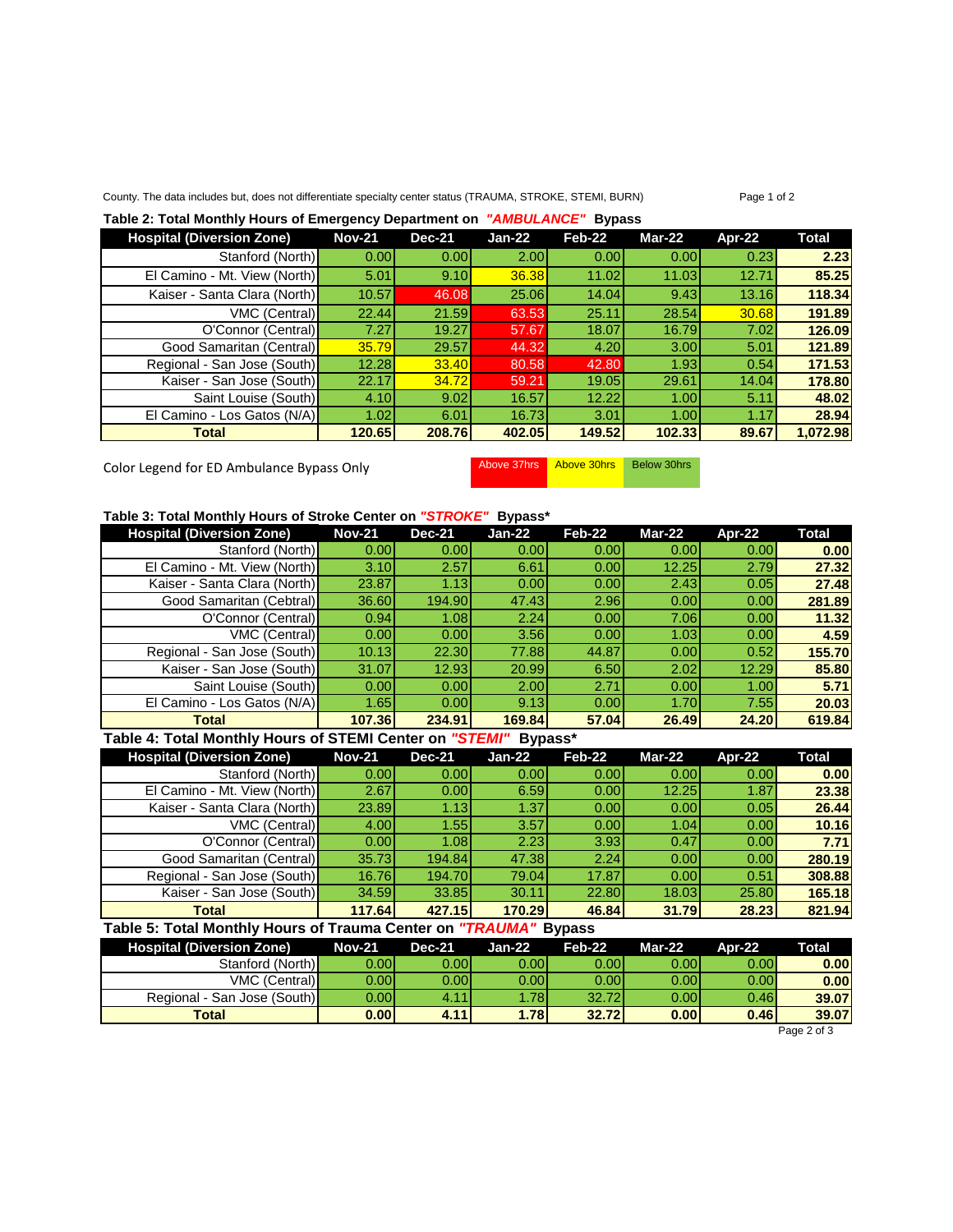County. The data includes but, does not differentiate specialty center status (TRAUMA, STROKE, STEMI, BURN)

**Table 2: Total Monthly Hours of Emergency Department on *"AMBULANCE"* Bypass**

| Hospital (Diversion Zone) | Nov-21 | Dec-21 | Jan-22 | Feb-22 | Mar-22 | Apr-22 | Total |
|---|---|---|---|---|---|---|---|
| Stanford (North) | 0.00 | 0.00 | 2.00 | 0.00 | 0.00 | 0.23 | **2.23** |
| El Camino - Mt. View (North) | 5.01 | 9.10 | 36.38 | 11.02 | 11.03 | 12.71 | **85.25** |
| Kaiser - Santa Clara (North) | 10.57 | 46.08 | 25.06 | 14.04 | 9.43 | 13.16 | **118.34** |
| VMC (Central) | 22.44 | 21.59 | 63.53 | 25.11 | 28.54 | 30.68 | **191.89** |
| O'Connor (Central) | 7.27 | 19.27 | 57.67 | 18.07 | 16.79 | 7.02 | **126.09** |
| Good Samaritan (Central) | 35.79 | 29.57 | 44.32 | 4.20 | 3.00 | 5.01 | **121.89** |
| Regional - San Jose (South) | 12.28 | 33.40 | 80.58 | 42.80 | 1.93 | 0.54 | **171.53** |
| Kaiser - San Jose (South) | 22.17 | 34.72 | 59.21 | 19.05 | 29.61 | 14.04 | **178.80** |
| Saint Louise (South) | 4.10 | 9.02 | 16.57 | 12.22 | 1.00 | 5.11 | **48.02** |
| El Camino - Los Gatos (N/A) | 1.02 | 6.01 | 16.73 | 3.01 | 1.00 | 1.17 | **28.94** |
| **Total** | **120.65** | **208.76** | **402.05** | **149.52** | **102.33** | **89.67** | **1,072.98** |

Color Legend for ED Ambulance Bypass Only: Above 37hrs | Above 30hrs | Below 30hrs

**Table 3: Total Monthly Hours of Stroke Center on *"STROKE"* Bypass***

| Hospital (Diversion Zone) | Nov-21 | Dec-21 | Jan-22 | Feb-22 | Mar-22 | Apr-22 | Total |
|---|---|---|---|---|---|---|---|
| Stanford (North) | 0.00 | 0.00 | 0.00 | 0.00 | 0.00 | 0.00 | **0.00** |
| El Camino - Mt. View (North) | 3.10 | 2.57 | 6.61 | 0.00 | 12.25 | 2.79 | **27.32** |
| Kaiser - Santa Clara (North) | 23.87 | 1.13 | 0.00 | 0.00 | 2.43 | 0.05 | **27.48** |
| Good Samaritan (Cebtral) | 36.60 | 194.90 | 47.43 | 2.96 | 0.00 | 0.00 | **281.89** |
| O'Connor (Central) | 0.94 | 1.08 | 2.24 | 0.00 | 7.06 | 0.00 | **11.32** |
| VMC (Central) | 0.00 | 0.00 | 3.56 | 0.00 | 1.03 | 0.00 | **4.59** |
| Regional - San Jose (South) | 10.13 | 22.30 | 77.88 | 44.87 | 0.00 | 0.52 | **155.70** |
| Kaiser - San Jose (South) | 31.07 | 12.93 | 20.99 | 6.50 | 2.02 | 12.29 | **85.80** |
| Saint Louise (South) | 0.00 | 0.00 | 2.00 | 2.71 | 0.00 | 1.00 | **5.71** |
| El Camino - Los Gatos (N/A) | 1.65 | 0.00 | 9.13 | 0.00 | 1.70 | 7.55 | **20.03** |
| **Total** | **107.36** | **234.91** | **169.84** | **57.04** | **26.49** | **24.20** | **619.84** |

**Table 4: Total Monthly Hours of STEMI Center on *"STEMI"* Bypass***

| Hospital (Diversion Zone) | Nov-21 | Dec-21 | Jan-22 | Feb-22 | Mar-22 | Apr-22 | Total |
|---|---|---|---|---|---|---|---|
| Stanford (North) | 0.00 | 0.00 | 0.00 | 0.00 | 0.00 | 0.00 | **0.00** |
| El Camino - Mt. View (North) | 2.67 | 0.00 | 6.59 | 0.00 | 12.25 | 1.87 | **23.38** |
| Kaiser - Santa Clara (North) | 23.89 | 1.13 | 1.37 | 0.00 | 0.00 | 0.05 | **26.44** |
| VMC (Central) | 4.00 | 1.55 | 3.57 | 0.00 | 1.04 | 0.00 | **10.16** |
| O'Connor (Central) | 0.00 | 1.08 | 2.23 | 3.93 | 0.47 | 0.00 | **7.71** |
| Good Samaritan (Central) | 35.73 | 194.84 | 47.38 | 2.24 | 0.00 | 0.00 | **280.19** |
| Regional - San Jose (South) | 16.76 | 194.70 | 79.04 | 17.87 | 0.00 | 0.51 | **308.88** |
| Kaiser - San Jose (South) | 34.59 | 33.85 | 30.11 | 22.80 | 18.03 | 25.80 | **165.18** |
| **Total** | **117.64** | **427.15** | **170.29** | **46.84** | **31.79** | **28.23** | **821.94** |

**Table 5: Total Monthly Hours of Trauma Center on *"TRAUMA"* Bypass**

| Hospital (Diversion Zone) | Nov-21 | Dec-21 | Jan-22 | Feb-22 | Mar-22 | Apr-22 | Total |
|---|---|---|---|---|---|---|---|
| Stanford (North) | 0.00 | 0.00 | 0.00 | 0.00 | 0.00 | 0.00 | **0.00** |
| VMC (Central) | 0.00 | 0.00 | 0.00 | 0.00 | 0.00 | 0.00 | **0.00** |
| Regional - San Jose (South) | 0.00 | 4.11 | 1.78 | 32.72 | 0.00 | 0.46 | **39.07** |
| **Total** | **0.00** | **4.11** | **1.78** | **32.72** | **0.00** | **0.46** | **39.07** |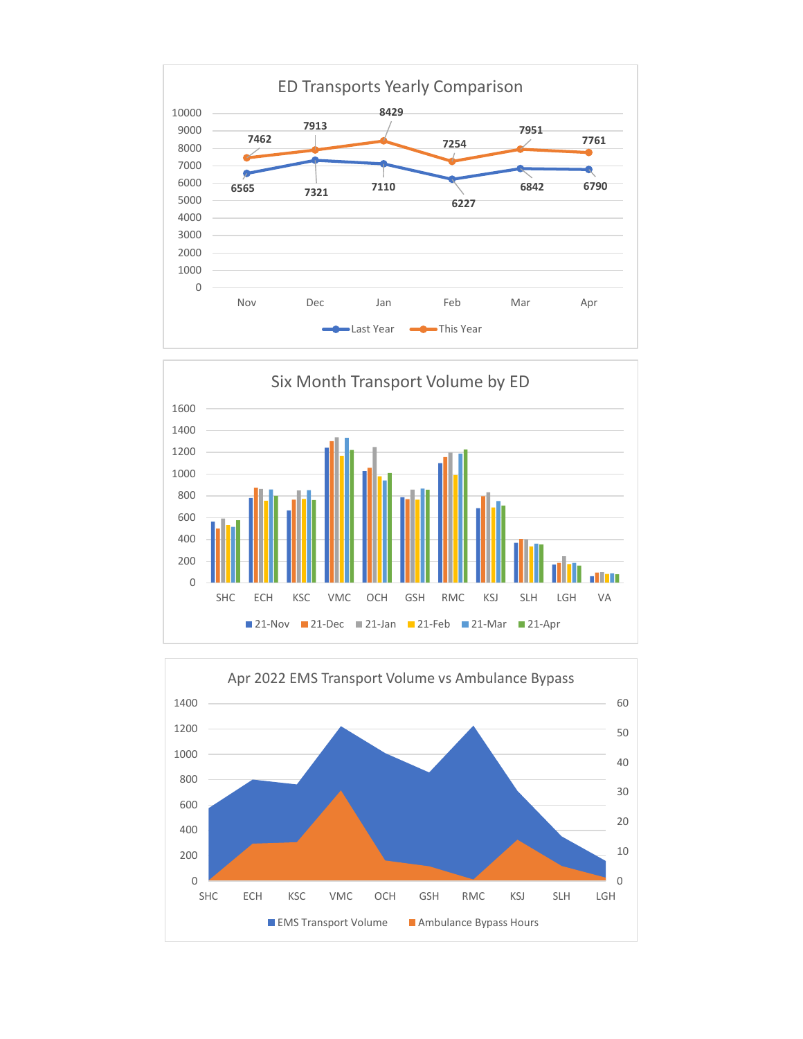ED Transports Yearly Comparison

10000
9000
8000
7000
6000
5000
4000
3000
2000
1000
0

7462
7913
8429
7254
7951
7761

6565
7321
7110
6227
6842
6790

Nov
Dec
Jan
Feb
Mar
Apr

Last Year
This Year

Six Month Transport Volume by ED

1600
1400
1200
1000
800
600
400
200
0

SHC
ECH
KSC
VMC
OCH
GSH
RMC
KSJ
SLH
LGH
VA

21-Nov
21-Dec
21-Jan
21-Feb
21-Mar
21-Apr

Apr 2022 EMS Transport Volume vs Ambulance Bypass

1400
1200
1000
800
600
400
200
0

60
50
40
30
20
10
0

SHC
ECH
KSC
VMC
OCH
GSH
RMC
KSJ
SLH
LGH

EMS Transport Volume
Ambulance Bypass Hours